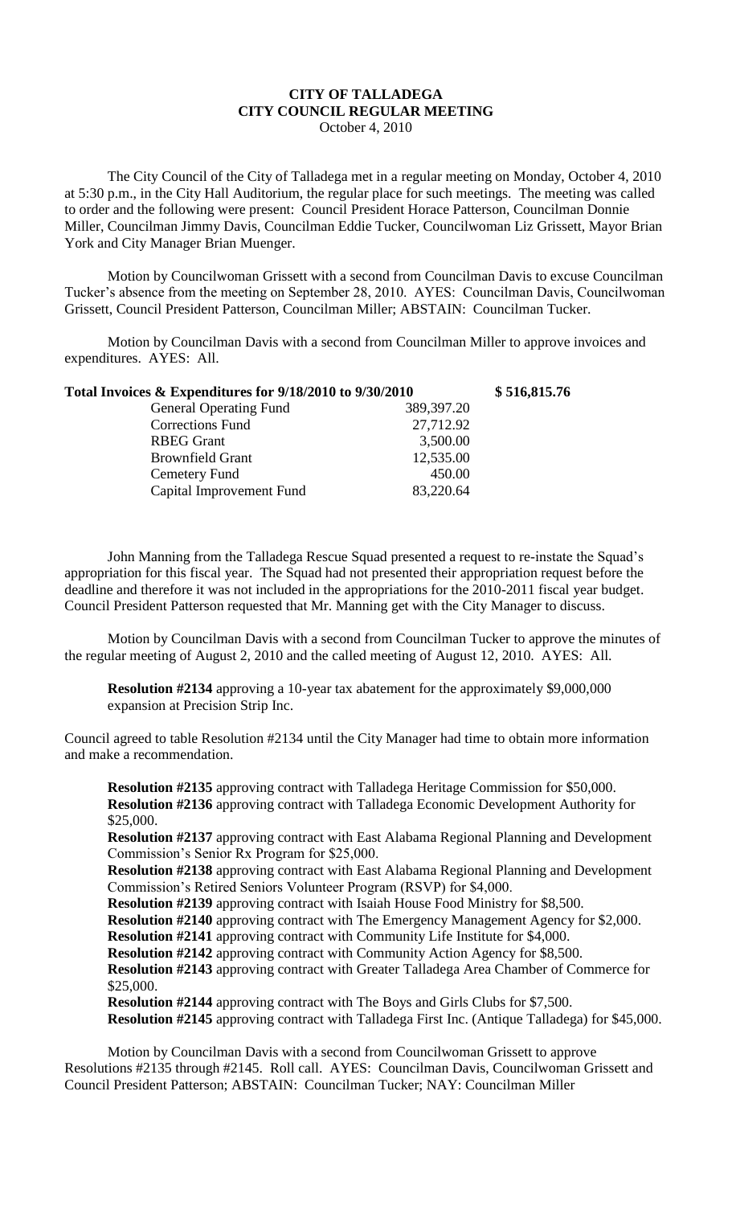# CITY OF TALLADEGA
# CITY COUNCIL REGULAR MEETING

October 4, 2010

The City Council of the City of Talladega met in a regular meeting on Monday, October 4, 2010 at 5:30 p.m., in the City Hall Auditorium, the regular place for such meetings. The meeting was called to order and the following were present: Council President Horace Patterson, Councilman Donnie Miller, Councilman Jimmy Davis, Councilman Eddie Tucker, Councilwoman Liz Grissett, Mayor Brian York and City Manager Brian Muenger.

Motion by Councilwoman Grissett with a second from Councilman Davis to excuse Councilman Tucker's absence from the meeting on September 28, 2010. AYES: Councilman Davis, Councilwoman Grissett, Council President Patterson, Councilman Miller; ABSTAIN: Councilman Tucker.

Motion by Councilman Davis with a second from Councilman Miller to approve invoices and expenditures. AYES: All.

| **Total Invoices & Expenditures for 9/18/2010 to 9/30/2010** | | **$ 516,815.76** |
|---|---|---|
| General Operating Fund | 389,397.20 | |
| Corrections Fund | 27,712.92 | |
| RBEG Grant | 3,500.00 | |
| Brownfield Grant | 12,535.00 | |
| Cemetery Fund | 450.00 | |
| Capital Improvement Fund | 83,220.64 | |

John Manning from the Talladega Rescue Squad presented a request to re-instate the Squad's appropriation for this fiscal year. The Squad had not presented their appropriation request before the deadline and therefore it was not included in the appropriations for the 2010-2011 fiscal year budget. Council President Patterson requested that Mr. Manning get with the City Manager to discuss.

Motion by Councilman Davis with a second from Councilman Tucker to approve the minutes of the regular meeting of August 2, 2010 and the called meeting of August 12, 2010. AYES: All.

**Resolution #2134** approving a 10-year tax abatement for the approximately $9,000,000 expansion at Precision Strip Inc.

Council agreed to table Resolution #2134 until the City Manager had time to obtain more information and make a recommendation.

**Resolution #2135** approving contract with Talladega Heritage Commission for $50,000.
**Resolution #2136** approving contract with Talladega Economic Development Authority for $25,000.
**Resolution #2137** approving contract with East Alabama Regional Planning and Development Commission's Senior Rx Program for $25,000.
**Resolution #2138** approving contract with East Alabama Regional Planning and Development Commission's Retired Seniors Volunteer Program (RSVP) for $4,000.
**Resolution #2139** approving contract with Isaiah House Food Ministry for $8,500.
**Resolution #2140** approving contract with The Emergency Management Agency for $2,000.
**Resolution #2141** approving contract with Community Life Institute for $4,000.
**Resolution #2142** approving contract with Community Action Agency for $8,500.
**Resolution #2143** approving contract with Greater Talladega Area Chamber of Commerce for $25,000.
**Resolution #2144** approving contract with The Boys and Girls Clubs for $7,500.
**Resolution #2145** approving contract with Talladega First Inc. (Antique Talladega) for $45,000.

Motion by Councilman Davis with a second from Councilwoman Grissett to approve Resolutions #2135 through #2145. Roll call. AYES: Councilman Davis, Councilwoman Grissett and Council President Patterson; ABSTAIN: Councilman Tucker; NAY: Councilman Miller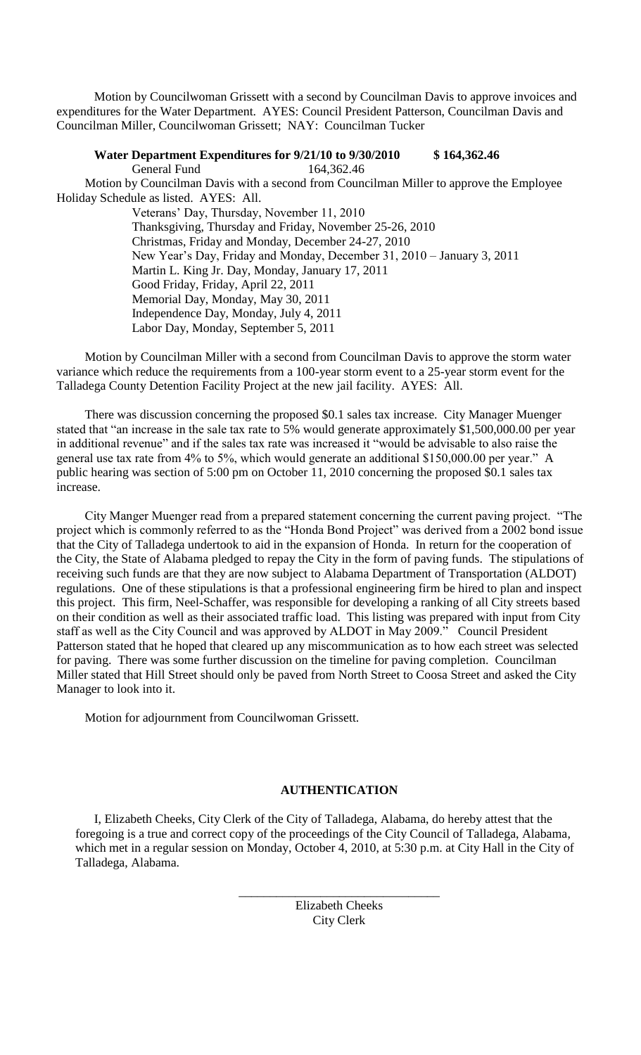Motion by Councilwoman Grissett with a second by Councilman Davis to approve invoices and expenditures for the Water Department. AYES: Council President Patterson, Councilman Davis and Councilman Miller, Councilwoman Grissett; NAY: Councilman Tucker

**Water Department Expenditures for 9/21/10 to 9/30/2010 $ 164,362.46**

General Fund 164,362.46

Motion by Councilman Davis with a second from Councilman Miller to approve the Employee Holiday Schedule as listed. AYES: All.

Veterans' Day, Thursday, November 11, 2010
Thanksgiving, Thursday and Friday, November 25-26, 2010
Christmas, Friday and Monday, December 24-27, 2010
New Year's Day, Friday and Monday, December 31, 2010 – January 3, 2011
Martin L. King Jr. Day, Monday, January 17, 2011
Good Friday, Friday, April 22, 2011
Memorial Day, Monday, May 30, 2011
Independence Day, Monday, July 4, 2011
Labor Day, Monday, September 5, 2011

Motion by Councilman Miller with a second from Councilman Davis to approve the storm water variance which reduce the requirements from a 100-year storm event to a 25-year storm event for the Talladega County Detention Facility Project at the new jail facility. AYES: All.

There was discussion concerning the proposed $0.1 sales tax increase. City Manager Muenger stated that "an increase in the sale tax rate to 5% would generate approximately $1,500,000.00 per year in additional revenue" and if the sales tax rate was increased it "would be advisable to also raise the general use tax rate from 4% to 5%, which would generate an additional $150,000.00 per year." A public hearing was section of 5:00 pm on October 11, 2010 concerning the proposed $0.1 sales tax increase.

City Manger Muenger read from a prepared statement concerning the current paving project. "The project which is commonly referred to as the "Honda Bond Project" was derived from a 2002 bond issue that the City of Talladega undertook to aid in the expansion of Honda. In return for the cooperation of the City, the State of Alabama pledged to repay the City in the form of paving funds. The stipulations of receiving such funds are that they are now subject to Alabama Department of Transportation (ALDOT) regulations. One of these stipulations is that a professional engineering firm be hired to plan and inspect this project. This firm, Neel-Schaffer, was responsible for developing a ranking of all City streets based on their condition as well as their associated traffic load. This listing was prepared with input from City staff as well as the City Council and was approved by ALDOT in May 2009." Council President Patterson stated that he hoped that cleared up any miscommunication as to how each street was selected for paving. There was some further discussion on the timeline for paving completion. Councilman Miller stated that Hill Street should only be paved from North Street to Coosa Street and asked the City Manager to look into it.

Motion for adjournment from Councilwoman Grissett.

## AUTHENTICATION

I, Elizabeth Cheeks, City Clerk of the City of Talladega, Alabama, do hereby attest that the foregoing is a true and correct copy of the proceedings of the City Council of Talladega, Alabama, which met in a regular session on Monday, October 4, 2010, at 5:30 p.m. at City Hall in the City of Talladega, Alabama.

\_\_\_\_\_\_\_\_\_\_\_\_\_\_\_\_\_\_\_\_\_\_\_\_\_\_\_\_\_\_\_\_

Elizabeth Cheeks
City Clerk